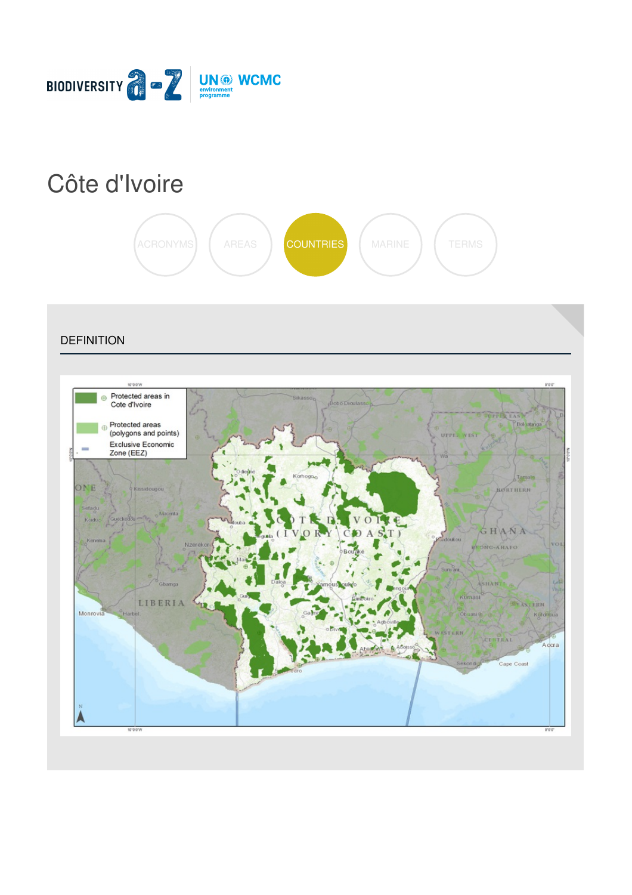# Côte d'Ivoire

ACRONYMS AREAS COUNTRIES MARINE TERMS

## DEFINITION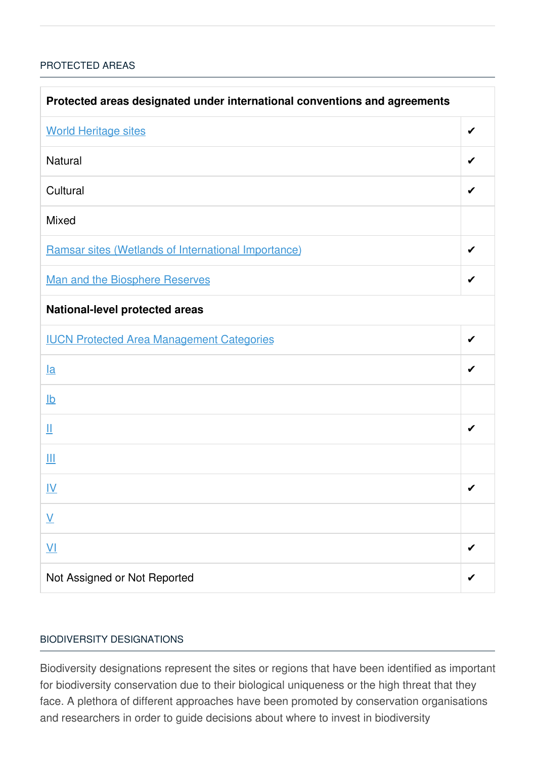## PROTECTED AREAS

| Protected areas designated under international conventions and agreements | |
|---|---|
| World Heritage sites | ✔ |
| Natural | ✔ |
| Cultural | ✔ |
| Mixed | |
| Ramsar sites (Wetlands of International Importance) | ✔ |
| Man and the Biosphere Reserves | ✔ |
| **National-level protected areas** | |
| IUCN Protected Area Management Categories | ✔ |
| Ia | ✔ |
| Ib | |
| II | ✔ |
| III | |
| IV | ✔ |
| V | |
| VI | ✔ |
| Not Assigned or Not Reported | ✔ |

## BIODIVERSITY DESIGNATIONS

Biodiversity designations represent the sites or regions that have been identified as important for biodiversity conservation due to their biological uniqueness or the high threat that they face. A plethora of different approaches have been promoted by conservation organisations and researchers in order to guide decisions about where to invest in biodiversity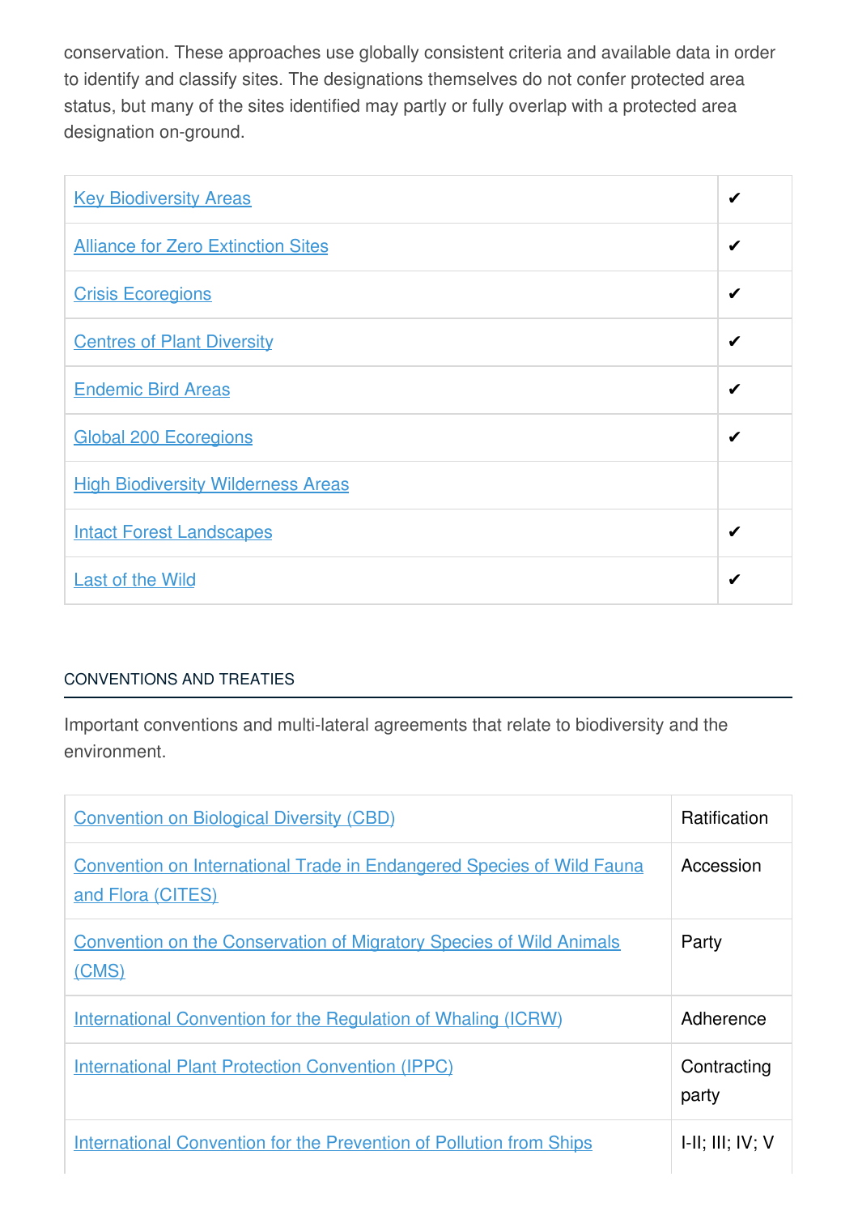conservation. These approaches use globally consistent criteria and available data in order to identify and classify sites. The designations themselves do not confer protected area status, but many of the sites identified may partly or fully overlap with a protected area designation on-ground.

| | |
|---|---|
| Key Biodiversity Areas | ✔ |
| Alliance for Zero Extinction Sites | ✔ |
| Crisis Ecoregions | ✔ |
| Centres of Plant Diversity | ✔ |
| Endemic Bird Areas | ✔ |
| Global 200 Ecoregions | ✔ |
| High Biodiversity Wilderness Areas | |
| Intact Forest Landscapes | ✔ |
| Last of the Wild | ✔ |

## CONVENTIONS AND TREATIES

Important conventions and multi-lateral agreements that relate to biodiversity and the environment.

| | |
|---|---|
| Convention on Biological Diversity (CBD) | Ratification |
| Convention on International Trade in Endangered Species of Wild Fauna and Flora (CITES) | Accession |
| Convention on the Conservation of Migratory Species of Wild Animals (CMS) | Party |
| International Convention for the Regulation of Whaling (ICRW) | Adherence |
| International Plant Protection Convention (IPPC) | Contracting party |
| International Convention for the Prevention of Pollution from Ships | I-II; III; IV; V |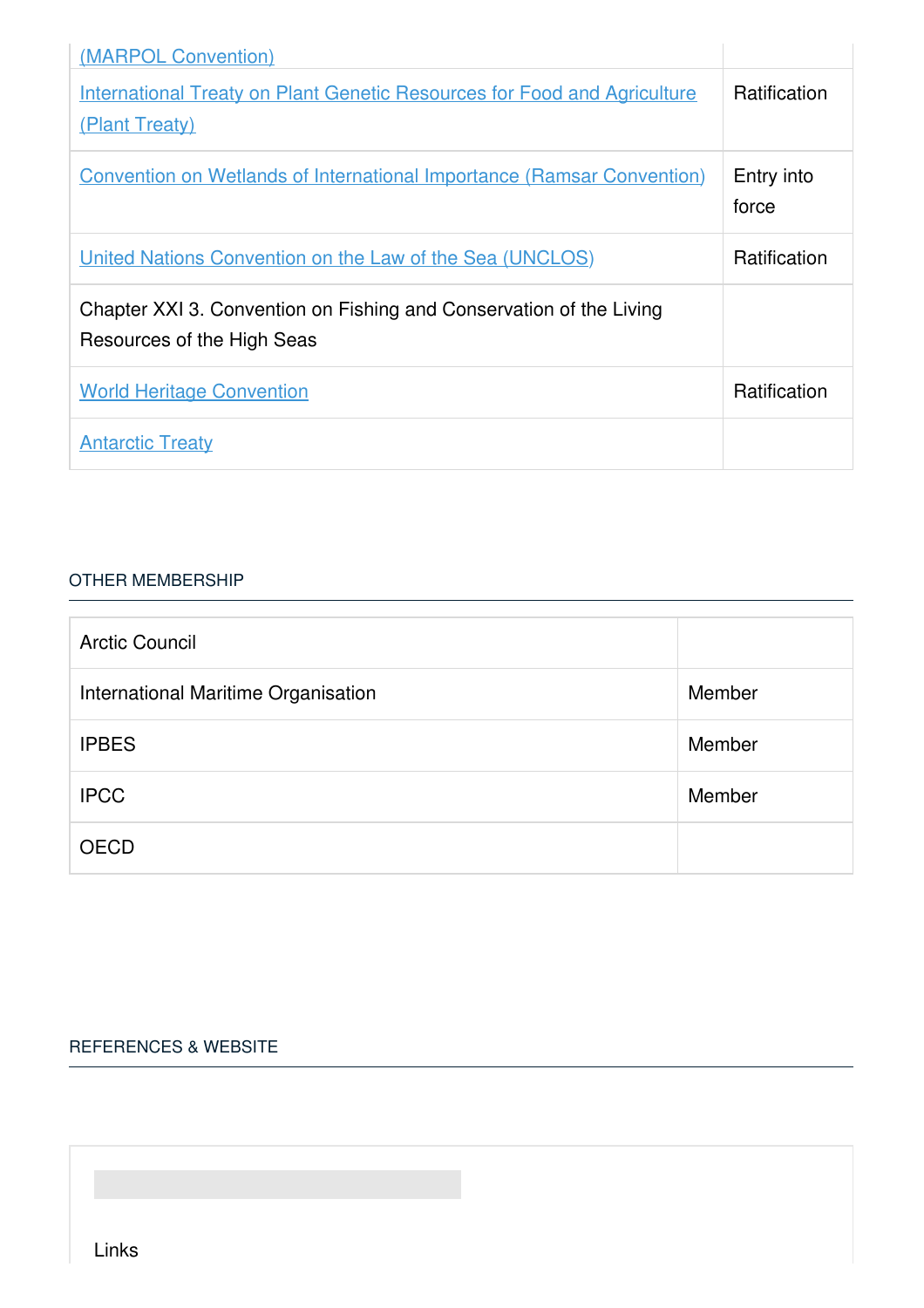| | |
|---|---|
| (MARPOL Convention) | |
| International Treaty on Plant Genetic Resources for Food and Agriculture (Plant Treaty) | Ratification |
| Convention on Wetlands of International Importance (Ramsar Convention) | Entry into force |
| United Nations Convention on the Law of the Sea (UNCLOS) | Ratification |
| Chapter XXI 3. Convention on Fishing and Conservation of the Living Resources of the High Seas | |
| World Heritage Convention | Ratification |
| Antarctic Treaty | |

## OTHER MEMBERSHIP

| | |
|---|---|
| Arctic Council | |
| International Maritime Organisation | Member |
| IPBES | Member |
| IPCC | Member |
| OECD | |

## REFERENCES & WEBSITE

Links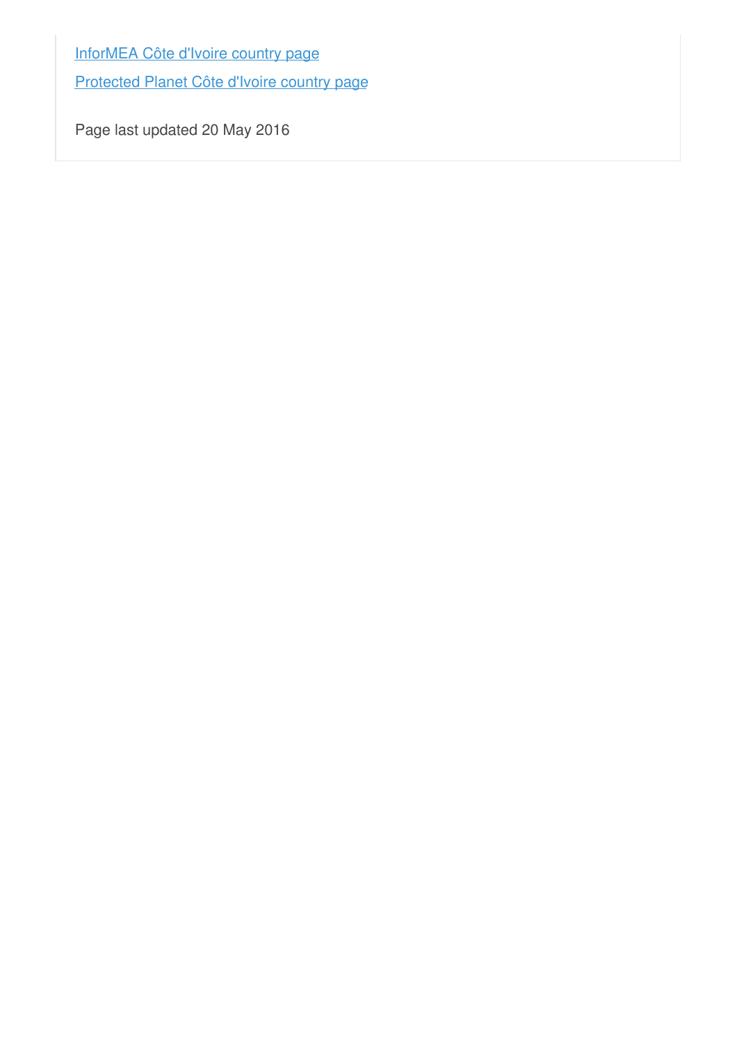InforMEA Côte d'Ivoire country page

Protected Planet Côte d'Ivoire country page

Page last updated 20 May 2016